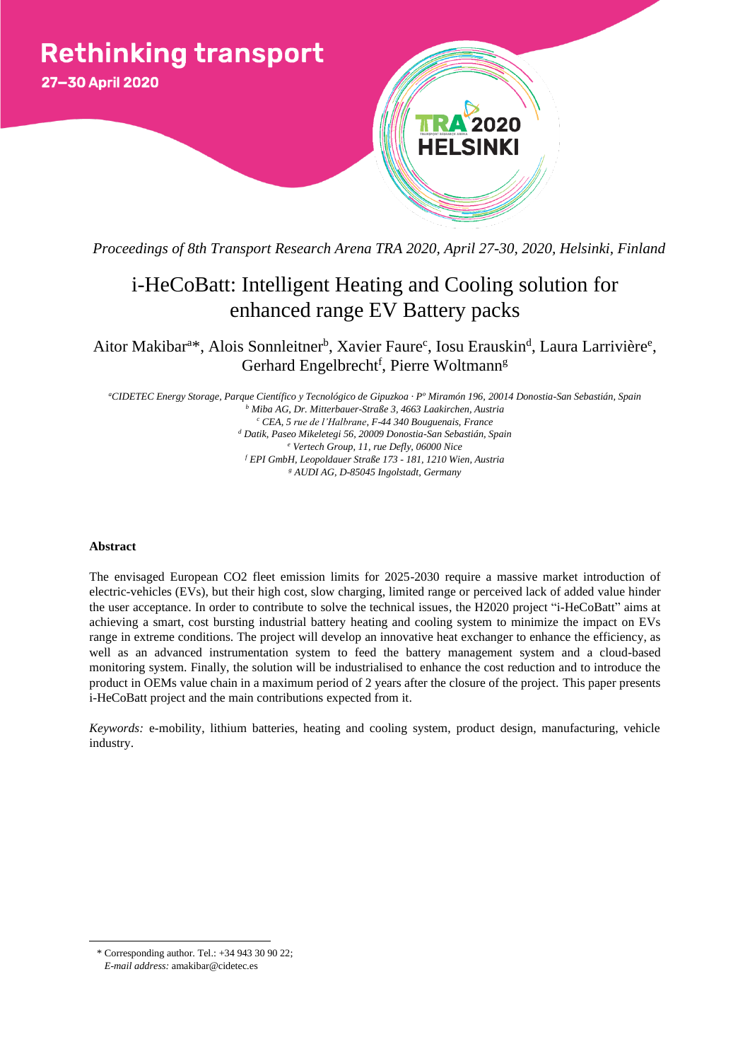Rethinking transport

27–30 April 2020

*Proceedings of 8th Transport Research Arena TRA 2020, April 27-30, 2020, Helsinki, Finland*

# i-HeCoBatt: Intelligent Heating and Cooling solution for enhanced range EV Battery packs

Aitor Makibar[a]*, Alois Sonnleitner[b], Xavier Faure[c], Iosu Erauskin[d], Laura Larrivière[e], Gerhard Engelbrecht[f], Pierre Woltmann[g]

[a] *CIDETEC Energy Storage, Parque Científico y Tecnológico de Gipuzkoa · Pº Miramón 196, 20014 Donostia-San Sebastián, Spain*
[b] *Miba AG, Dr. Mitterbauer-Straße 3, 4663 Laakirchen, Austria*
[c] *CEA, 5 rue de l'Halbrane, F-44 340 Bouguenais, France*
[d] *Datik, Paseo Mikeletegi 56, 20009 Donostia-San Sebastián, Spain*
[e] *Vertech Group, 11, rue Defly, 06000 Nice*
[f] *EPI GmbH, Leopoldauer Straße 173 - 181, 1210 Wien, Austria*
[g] *AUDI AG, D-85045 Ingolstadt, Germany*

## Abstract

The envisaged European CO2 fleet emission limits for 2025-2030 require a massive market introduction of electric-vehicles (EVs), but their high cost, slow charging, limited range or perceived lack of added value hinder the user acceptance. In order to contribute to solve the technical issues, the H2020 project "i-HeCoBatt" aims at achieving a smart, cost bursting industrial battery heating and cooling system to minimize the impact on EVs range in extreme conditions. The project will develop an innovative heat exchanger to enhance the efficiency, as well as an advanced instrumentation system to feed the battery management system and a cloud-based monitoring system. Finally, the solution will be industrialised to enhance the cost reduction and to introduce the product in OEMs value chain in a maximum period of 2 years after the closure of the project. This paper presents i-HeCoBatt project and the main contributions expected from it.

*Keywords:* e-mobility, lithium batteries, heating and cooling system, product design, manufacturing, vehicle industry.

---

\* Corresponding author. Tel.: +34 943 30 90 22;
*E-mail address:* amakibar@cidetec.es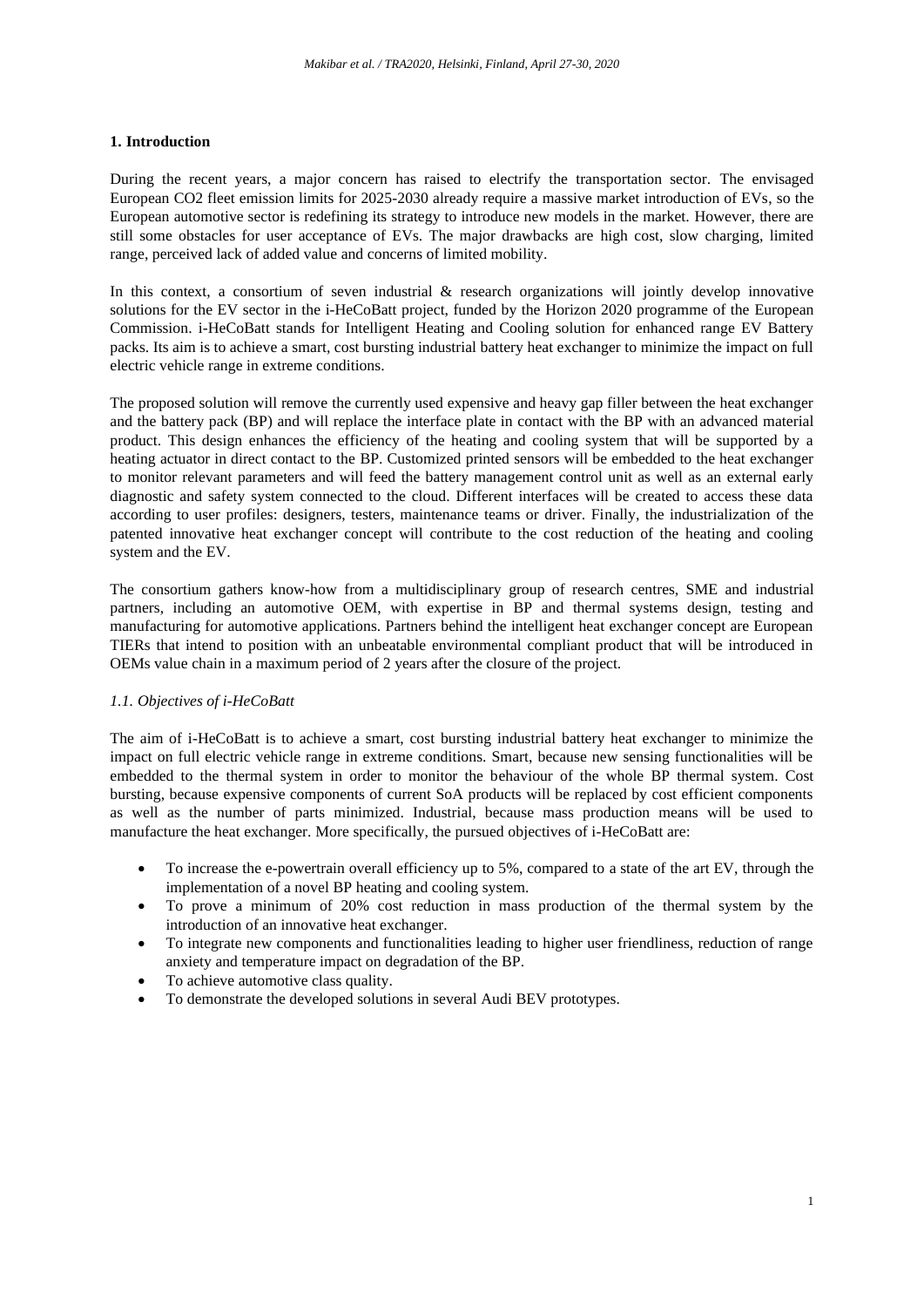## 1. Introduction

During the recent years, a major concern has raised to electrify the transportation sector. The envisaged European $CO_2$ fleet emission limits for 2025-2030 already require a massive market introduction of EVs, so the European automotive sector is redefining its strategy to introduce new models in the market. However, there are still some obstacles for user acceptance of EVs. The major drawbacks are high cost, slow charging, limited range, perceived lack of added value and concerns of limited mobility.

In this context, a consortium of seven industrial & research organizations will jointly develop innovative solutions for the EV sector in the i-HeCoBatt project, funded by the Horizon 2020 programme of the European Commission. i-HeCoBatt stands for Intelligent Heating and Cooling solution for enhanced range EV Battery packs. Its aim is to achieve a smart, cost bursting industrial battery heat exchanger to minimize the impact on full electric vehicle range in extreme conditions.

The proposed solution will remove the currently used expensive and heavy gap filler between the heat exchanger and the battery pack (BP) and will replace the interface plate in contact with the BP with an advanced material product. This design enhances the efficiency of the heating and cooling system that will be supported by a heating actuator in direct contact to the BP. Customized printed sensors will be embedded to the heat exchanger to monitor relevant parameters and will feed the battery management control unit as well as an external early diagnostic and safety system connected to the cloud. Different interfaces will be created to access these data according to user profiles: designers, testers, maintenance teams or driver. Finally, the industrialization of the patented innovative heat exchanger concept will contribute to the cost reduction of the heating and cooling system and the EV.

The consortium gathers know-how from a multidisciplinary group of research centres, SME and industrial partners, including an automotive OEM, with expertise in BP and thermal systems design, testing and manufacturing for automotive applications. Partners behind the intelligent heat exchanger concept are European TIERs that intend to position with an unbeatable environmental compliant product that will be introduced in OEMs value chain in a maximum period of 2 years after the closure of the project.

### *1.1. Objectives of i-HeCoBatt*

The aim of i-HeCoBatt is to achieve a smart, cost bursting industrial battery heat exchanger to minimize the impact on full electric vehicle range in extreme conditions. Smart, because new sensing functionalities will be embedded to the thermal system in order to monitor the behaviour of the whole BP thermal system. Cost bursting, because expensive components of current SoA products will be replaced by cost efficient components as well as the number of parts minimized. Industrial, because mass production means will be used to manufacture the heat exchanger. More specifically, the pursued objectives of i-HeCoBatt are:

- To increase the e-powertrain overall efficiency up to 5%, compared to a state of the art EV, through the implementation of a novel BP heating and cooling system.
- To prove a minimum of 20% cost reduction in mass production of the thermal system by the introduction of an innovative heat exchanger.
- To integrate new components and functionalities leading to higher user friendliness, reduction of range anxiety and temperature impact on degradation of the BP.
- To achieve automotive class quality.
- To demonstrate the developed solutions in several Audi BEV prototypes.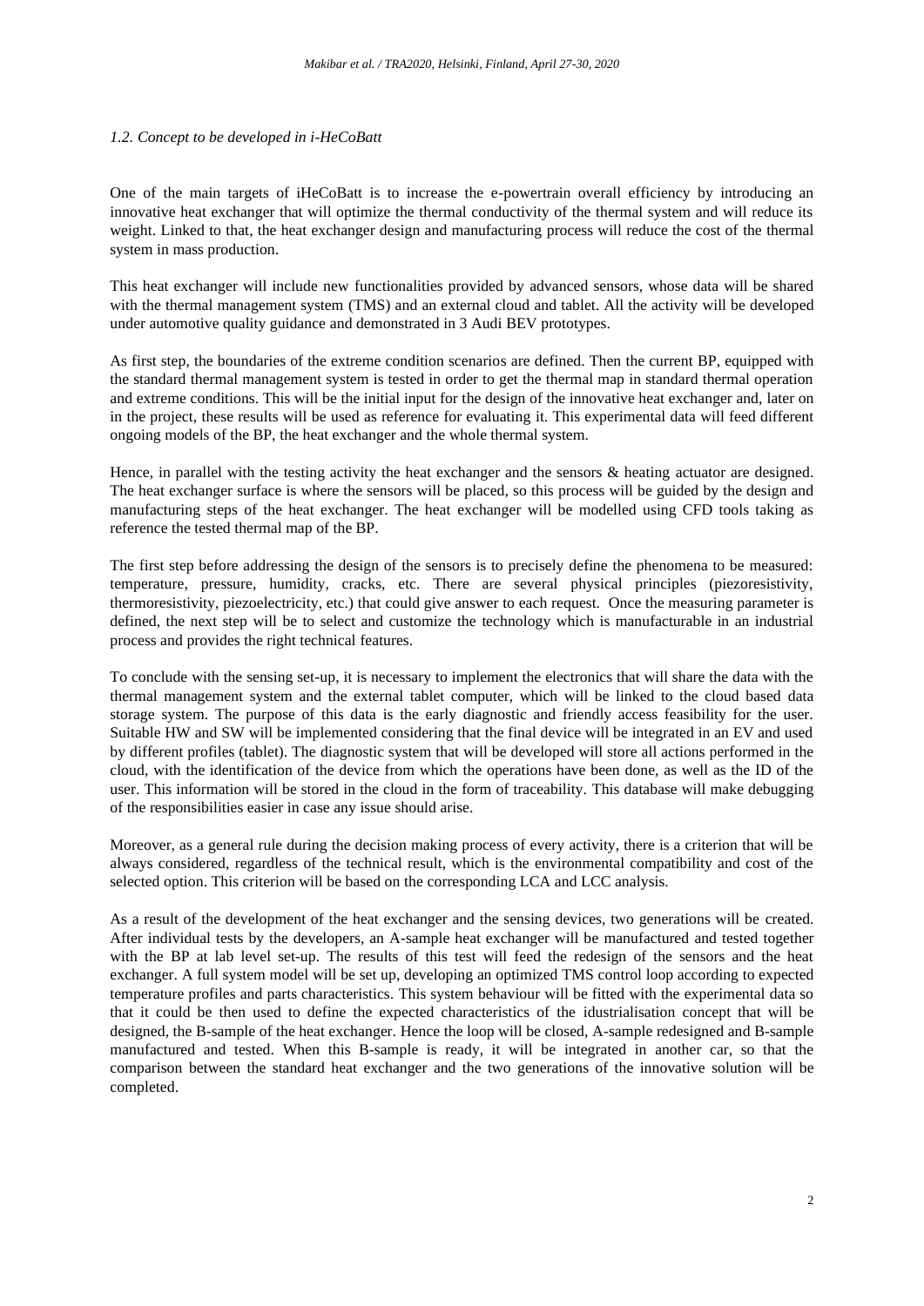### *1.2. Concept to be developed in i-HeCoBatt*

One of the main targets of iHeCoBatt is to increase the e-powertrain overall efficiency by introducing an innovative heat exchanger that will optimize the thermal conductivity of the thermal system and will reduce its weight. Linked to that, the heat exchanger design and manufacturing process will reduce the cost of the thermal system in mass production.

This heat exchanger will include new functionalities provided by advanced sensors, whose data will be shared with the thermal management system (TMS) and an external cloud and tablet. All the activity will be developed under automotive quality guidance and demonstrated in 3 Audi BEV prototypes.

As first step, the boundaries of the extreme condition scenarios are defined. Then the current BP, equipped with the standard thermal management system is tested in order to get the thermal map in standard thermal operation and extreme conditions. This will be the initial input for the design of the innovative heat exchanger and, later on in the project, these results will be used as reference for evaluating it. This experimental data will feed different ongoing models of the BP, the heat exchanger and the whole thermal system.

Hence, in parallel with the testing activity the heat exchanger and the sensors & heating actuator are designed. The heat exchanger surface is where the sensors will be placed, so this process will be guided by the design and manufacturing steps of the heat exchanger. The heat exchanger will be modelled using CFD tools taking as reference the tested thermal map of the BP.

The first step before addressing the design of the sensors is to precisely define the phenomena to be measured: temperature, pressure, humidity, cracks, etc. There are several physical principles (piezoresistivity, thermoresistivity, piezoelectricity, etc.) that could give answer to each request. Once the measuring parameter is defined, the next step will be to select and customize the technology which is manufacturable in an industrial process and provides the right technical features.

To conclude with the sensing set-up, it is necessary to implement the electronics that will share the data with the thermal management system and the external tablet computer, which will be linked to the cloud based data storage system. The purpose of this data is the early diagnostic and friendly access feasibility for the user. Suitable HW and SW will be implemented considering that the final device will be integrated in an EV and used by different profiles (tablet). The diagnostic system that will be developed will store all actions performed in the cloud, with the identification of the device from which the operations have been done, as well as the ID of the user. This information will be stored in the cloud in the form of traceability. This database will make debugging of the responsibilities easier in case any issue should arise.

Moreover, as a general rule during the decision making process of every activity, there is a criterion that will be always considered, regardless of the technical result, which is the environmental compatibility and cost of the selected option. This criterion will be based on the corresponding LCA and LCC analysis.

As a result of the development of the heat exchanger and the sensing devices, two generations will be created. After individual tests by the developers, an A-sample heat exchanger will be manufactured and tested together with the BP at lab level set-up. The results of this test will feed the redesign of the sensors and the heat exchanger. A full system model will be set up, developing an optimized TMS control loop according to expected temperature profiles and parts characteristics. This system behaviour will be fitted with the experimental data so that it could be then used to define the expected characteristics of the idustrialisation concept that will be designed, the B-sample of the heat exchanger. Hence the loop will be closed, A-sample redesigned and B-sample manufactured and tested. When this B-sample is ready, it will be integrated in another car, so that the comparison between the standard heat exchanger and the two generations of the innovative solution will be completed.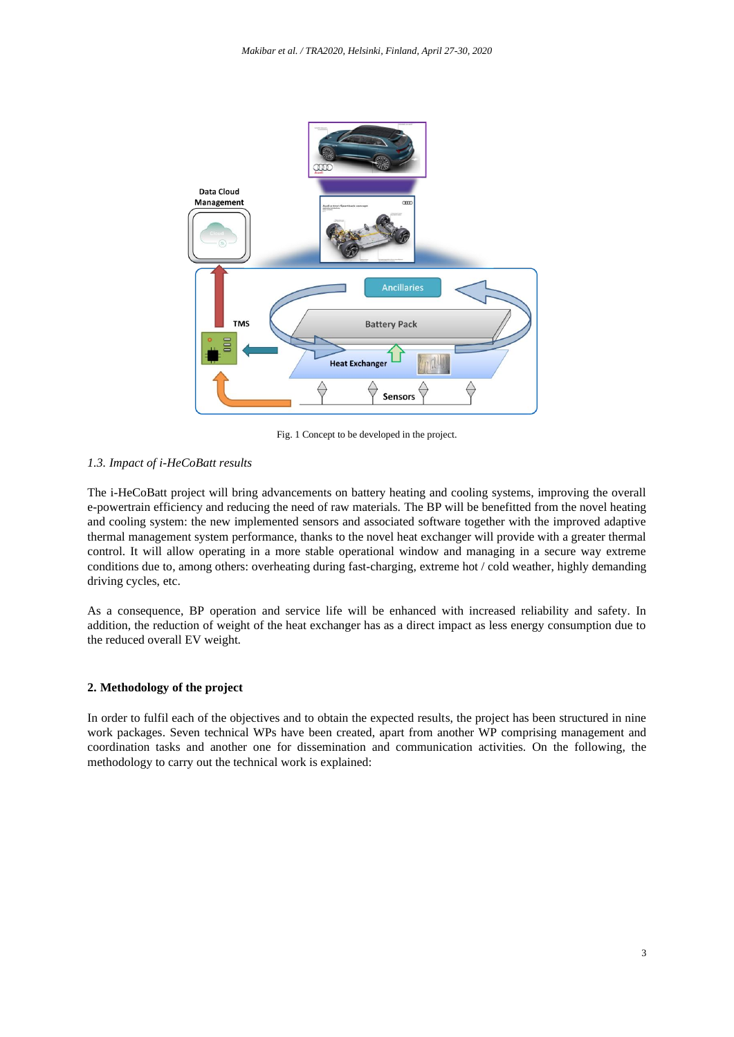Data Cloud Management

TMS

Ancillaries

Battery Pack

Heat Exchanger

Sensors

Fig. 1 Concept to be developed in the project.

### *1.3. Impact of i-HeCoBatt results*

The i-HeCoBatt project will bring advancements on battery heating and cooling systems, improving the overall e-powertrain efficiency and reducing the need of raw materials. The BP will be benefitted from the novel heating and cooling system: the new implemented sensors and associated software together with the improved adaptive thermal management system performance, thanks to the novel heat exchanger will provide with a greater thermal control. It will allow operating in a more stable operational window and managing in a secure way extreme conditions due to, among others: overheating during fast-charging, extreme hot / cold weather, highly demanding driving cycles, etc.

As a consequence, BP operation and service life will be enhanced with increased reliability and safety. In addition, the reduction of weight of the heat exchanger has as a direct impact as less energy consumption due to the reduced overall EV weight.

## **2. Methodology of the project**

In order to fulfil each of the objectives and to obtain the expected results, the project has been structured in nine work packages. Seven technical WPs have been created, apart from another WP comprising management and coordination tasks and another one for dissemination and communication activities. On the following, the methodology to carry out the technical work is explained: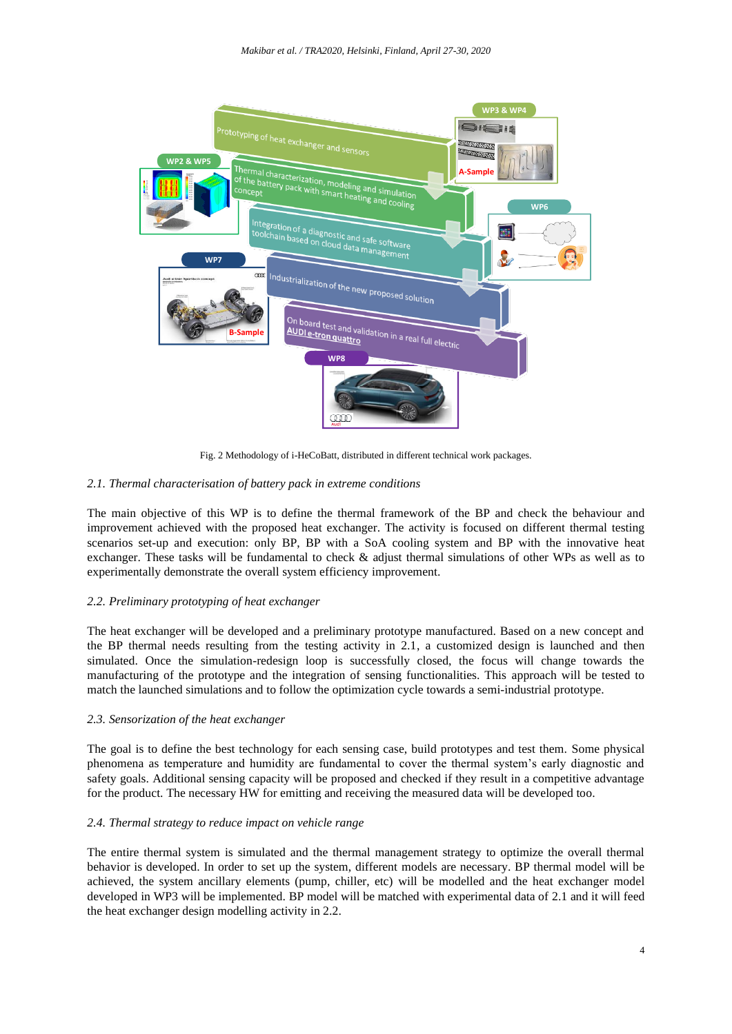Fig. 2 Methodology of i-HeCoBatt, distributed in different technical work packages.

*2.1. Thermal characterisation of battery pack in extreme conditions*

The main objective of this WP is to define the thermal framework of the BP and check the behaviour and improvement achieved with the proposed heat exchanger. The activity is focused on different thermal testing scenarios set-up and execution: only BP, BP with a SoA cooling system and BP with the innovative heat exchanger. These tasks will be fundamental to check & adjust thermal simulations of other WPs as well as to experimentally demonstrate the overall system efficiency improvement.

*2.2. Preliminary prototyping of heat exchanger*

The heat exchanger will be developed and a preliminary prototype manufactured. Based on a new concept and the BP thermal needs resulting from the testing activity in 2.1, a customized design is launched and then simulated. Once the simulation-redesign loop is successfully closed, the focus will change towards the manufacturing of the prototype and the integration of sensing functionalities. This approach will be tested to match the launched simulations and to follow the optimization cycle towards a semi-industrial prototype.

*2.3. Sensorization of the heat exchanger*

The goal is to define the best technology for each sensing case, build prototypes and test them. Some physical phenomena as temperature and humidity are fundamental to cover the thermal system's early diagnostic and safety goals. Additional sensing capacity will be proposed and checked if they result in a competitive advantage for the product. The necessary HW for emitting and receiving the measured data will be developed too.

*2.4. Thermal strategy to reduce impact on vehicle range*

The entire thermal system is simulated and the thermal management strategy to optimize the overall thermal behavior is developed. In order to set up the system, different models are necessary. BP thermal model will be achieved, the system ancillary elements (pump, chiller, etc) will be modelled and the heat exchanger model developed in WP3 will be implemented. BP model will be matched with experimental data of 2.1 and it will feed the heat exchanger design modelling activity in 2.2.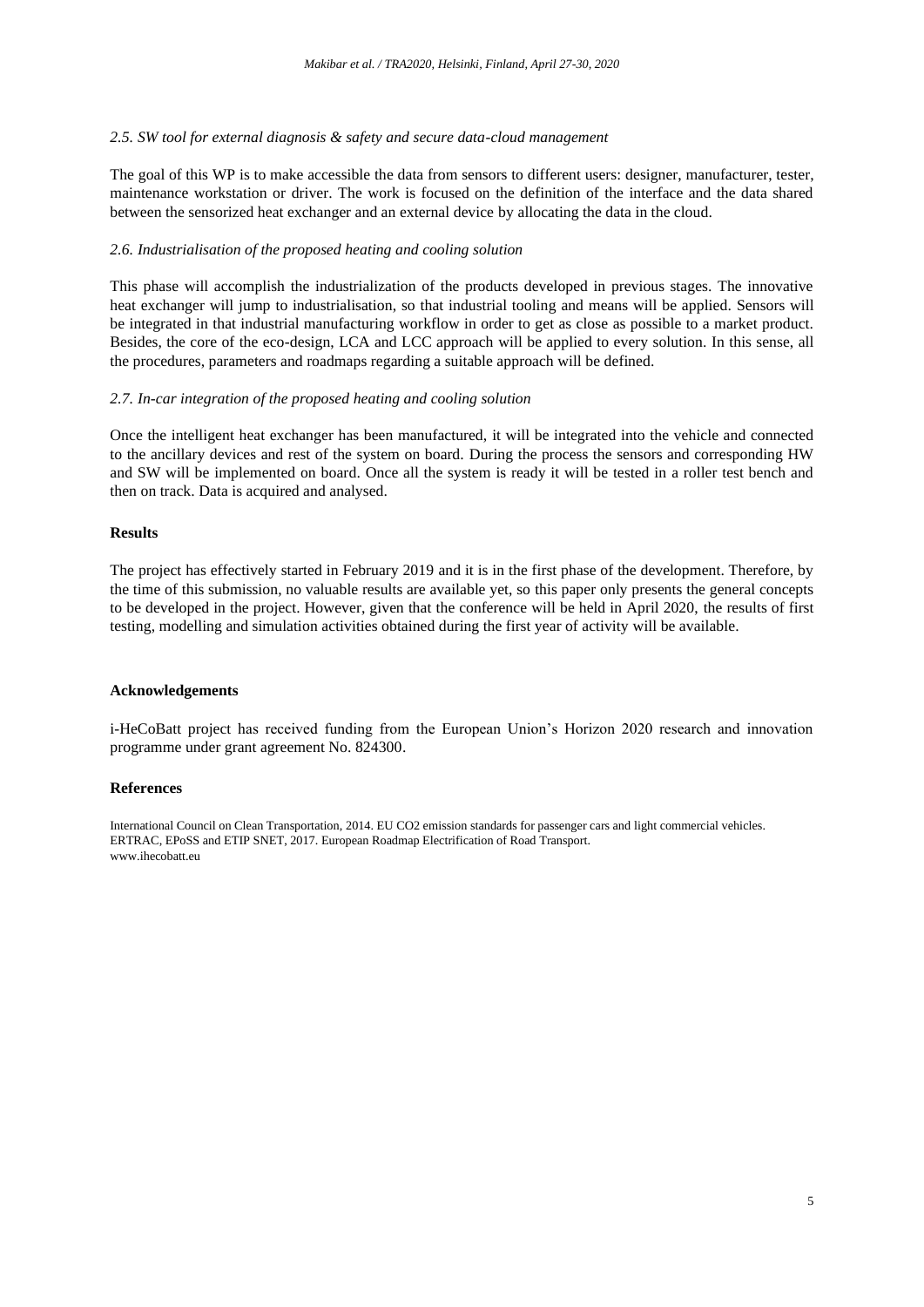### *2.5. SW tool for external diagnosis & safety and secure data-cloud management*

The goal of this WP is to make accessible the data from sensors to different users: designer, manufacturer, tester, maintenance workstation or driver. The work is focused on the definition of the interface and the data shared between the sensorized heat exchanger and an external device by allocating the data in the cloud.

### *2.6. Industrialisation of the proposed heating and cooling solution*

This phase will accomplish the industrialization of the products developed in previous stages. The innovative heat exchanger will jump to industrialisation, so that industrial tooling and means will be applied. Sensors will be integrated in that industrial manufacturing workflow in order to get as close as possible to a market product. Besides, the core of the eco-design, LCA and LCC approach will be applied to every solution. In this sense, all the procedures, parameters and roadmaps regarding a suitable approach will be defined.

### *2.7. In-car integration of the proposed heating and cooling solution*

Once the intelligent heat exchanger has been manufactured, it will be integrated into the vehicle and connected to the ancillary devices and rest of the system on board. During the process the sensors and corresponding HW and SW will be implemented on board. Once all the system is ready it will be tested in a roller test bench and then on track. Data is acquired and analysed.

## **Results**

The project has effectively started in February 2019 and it is in the first phase of the development. Therefore, by the time of this submission, no valuable results are available yet, so this paper only presents the general concepts to be developed in the project. However, given that the conference will be held in April 2020, the results of first testing, modelling and simulation activities obtained during the first year of activity will be available.

## **Acknowledgements**

i-HeCoBatt project has received funding from the European Union's Horizon 2020 research and innovation programme under grant agreement No. 824300.

## **References**

International Council on Clean Transportation, 2014. EU CO2 emission standards for passenger cars and light commercial vehicles.
ERTRAC, EPoSS and ETIP SNET, 2017. European Roadmap Electrification of Road Transport.
www.ihecobatt.eu